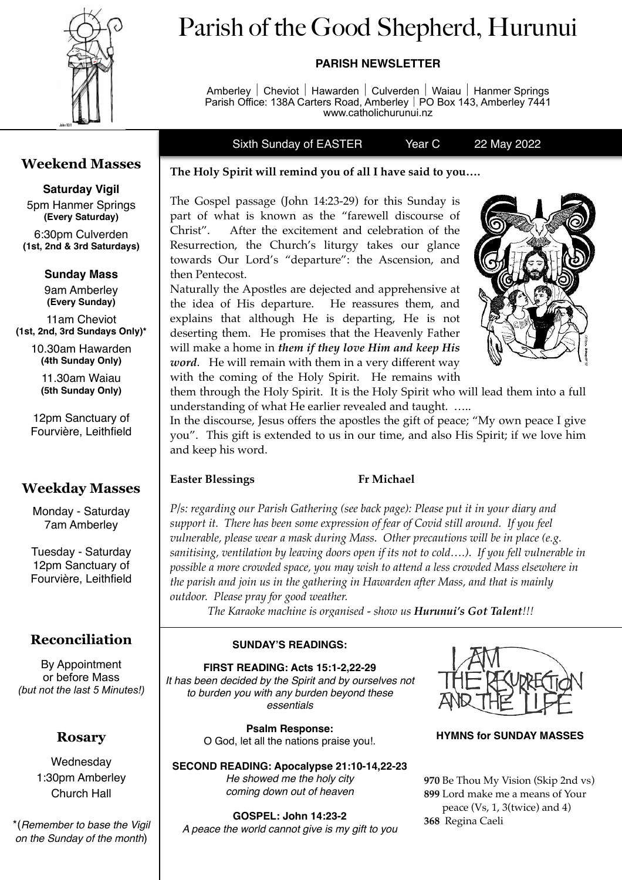// Parish of the Good Shepherd, Hurunui

**PARISH NEWSLETTER**

Amberley | Cheviot | Hawarden | Culverden | Waiau | Hanmer Springs
Parish Office: 138A Carters Road, Amberley | PO Box 143, Amberley 7441
www.catholichurunui.nz

Sixth Sunday of EASTER    Year C    22 May 2022

## Weekend Masses

**Saturday Vigil**

5pm Hanmer Springs **(Every Saturday)**

6:30pm Culverden **(1st, 2nd & 3rd Saturdays)**

**Sunday Mass**

9am Amberley **(Every Sunday)**

11am Cheviot **(1st, 2nd, 3rd Sundays Only)***

10.30am Hawarden **(4th Sunday Only)**

11.30am Waiau **(5th Sunday Only)**

12pm Sanctuary of Fourvière, Leithfield

## Weekday Masses

Monday - Saturday
7am Amberley

Tuesday - Saturday
12pm Sanctuary of Fourvière, Leithfield

## Reconciliation

By Appointment or before Mass
*(but not the last 5 Minutes!)*

## Rosary

Wednesday
1:30pm Amberley
Church Hall

*(*Remember to base the Vigil on the Sunday of the month*)

**The Holy Spirit will remind you of all I have said to you….**

The Gospel passage (John 14:23-29) for this Sunday is part of what is known as the "farewell discourse of Christ". After the excitement and celebration of the Resurrection, the Church's liturgy takes our glance towards Our Lord's "departure": the Ascension, and then Pentecost.

Naturally the Apostles are dejected and apprehensive at the idea of His departure. He reassures them, and explains that although He is departing, He is not deserting them. He promises that the Heavenly Father will make a home in ***them if they love Him and keep His word***. He will remain with them in a very different way with the coming of the Holy Spirit. He remains with them through the Holy Spirit. It is the Holy Spirit who will lead them into a full understanding of what He earlier revealed and taught. …..

In the discourse, Jesus offers the apostles the gift of peace; "My own peace I give you". This gift is extended to us in our time, and also His Spirit; if we love him and keep his word.

**Easter Blessings**    **Fr Michael**

*P/s: regarding our Parish Gathering (see back page): Please put it in your diary and support it. There has been some expression of fear of Covid still around. If you feel vulnerable, please wear a mask during Mass. Other precautions will be in place (e.g. sanitising, ventilation by leaving doors open if its not to cold….). If you fell vulnerable in possible a more crowded space, you may wish to attend a less crowded Mass elsewhere in the parish and join us in the gathering in Hawarden after Mass, and that is mainly outdoor. Please pray for good weather.*

*The Karaoke machine is organised - show us **Hurunui's Got Talent**!!!*

**SUNDAY'S READINGS:**

**FIRST READING: Acts 15:1-2,22-29**
*It has been decided by the Spirit and by ourselves not to burden you with any burden beyond these essentials*

**Psalm Response:**
O God, let all the nations praise you!.

**SECOND READING: Apocalypse 21:10-14,22-23**
*He showed me the holy city coming down out of heaven*

**GOSPEL: John 14:23-2**
*A peace the world cannot give is my gift to you*

I AM THE RESURRECTION AND THE LIFE

**HYMNS for SUNDAY MASSES**

**970** Be Thou My Vision (Skip 2nd vs)
**899** Lord make me a means of Your peace (Vs, 1, 3(twice) and 4)
**368** Regina Caeli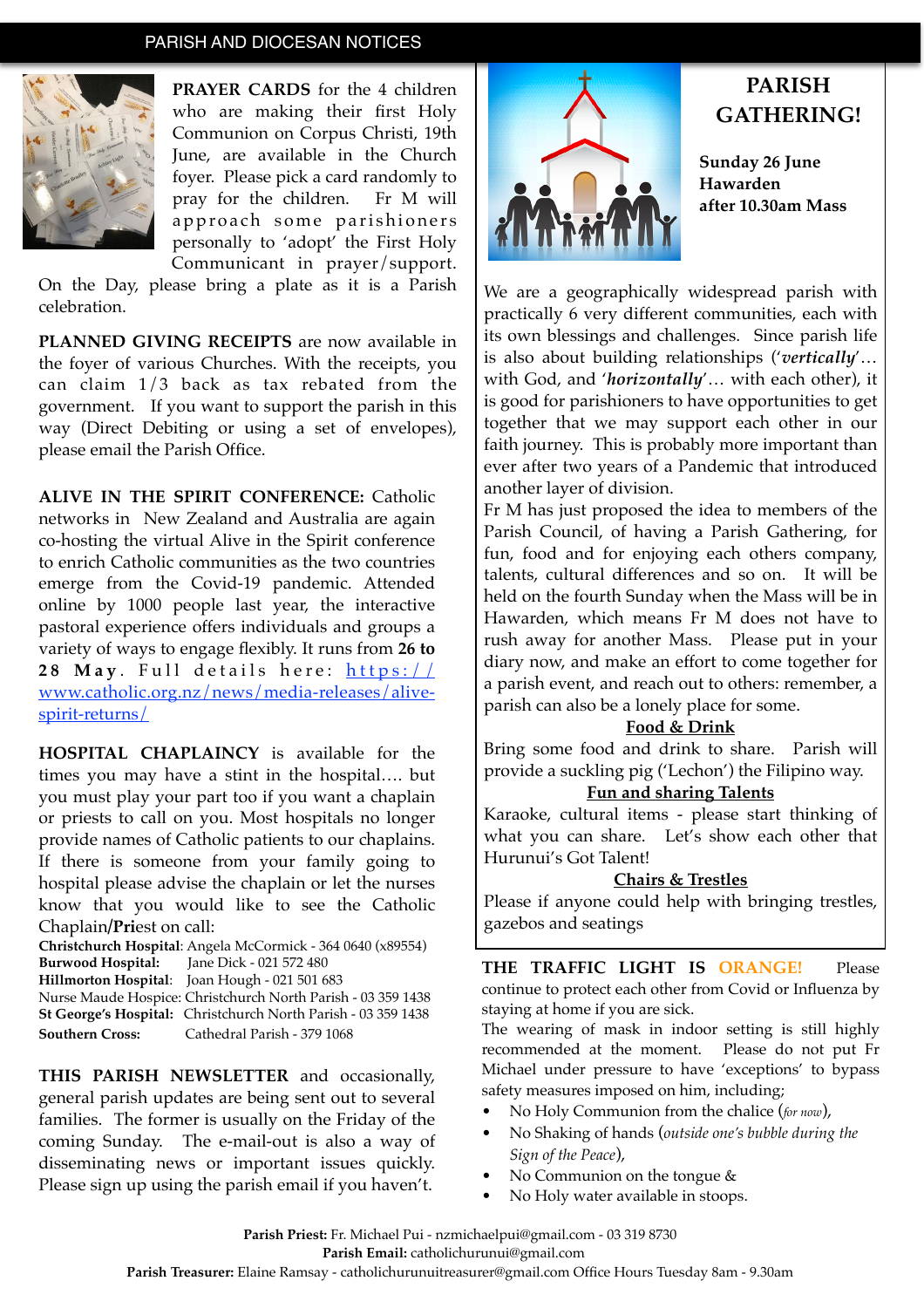## PARISH AND DIOCESAN NOTICES

**PRAYER CARDS** for the 4 children who are making their first Holy Communion on Corpus Christi, 19th June, are available in the Church foyer. Please pick a card randomly to pray for the children. Fr M will approach some parishioners personally to 'adopt' the First Holy Communicant in prayer/support. On the Day, please bring a plate as it is a Parish celebration.

**PLANNED GIVING RECEIPTS** are now available in the foyer of various Churches. With the receipts, you can claim 1/3 back as tax rebated from the government. If you want to support the parish in this way (Direct Debiting or using a set of envelopes), please email the Parish Office.

**ALIVE IN THE SPIRIT CONFERENCE:** Catholic networks in New Zealand and Australia are again co-hosting the virtual Alive in the Spirit conference to enrich Catholic communities as the two countries emerge from the Covid-19 pandemic. Attended online by 1000 people last year, the interactive pastoral experience offers individuals and groups a variety of ways to engage flexibly. It runs from **26 to 28 May**. Full details here: https://www.catholic.org.nz/news/media-releases/alive-spirit-returns/

**HOSPITAL CHAPLAINCY** is available for the times you may have a stint in the hospital…. but you must play your part too if you want a chaplain or priests to call on you. Most hospitals no longer provide names of Catholic patients to our chaplains. If there is someone from your family going to hospital please advise the chaplain or let the nurses know that you would like to see the Catholic Chaplain/**Pri**est on call:

**Christchurch Hospital**: Angela McCormick - 364 0640 (x89554)
**Burwood Hospital:** Jane Dick - 021 572 480
**Hillmorton Hospital**: Joan Hough - 021 501 683
Nurse Maude Hospice: Christchurch North Parish - 03 359 1438
**St George's Hospital:** Christchurch North Parish - 03 359 1438
**Southern Cross:** Cathedral Parish - 379 1068

**THIS PARISH NEWSLETTER** and occasionally, general parish updates are being sent out to several families. The former is usually on the Friday of the coming Sunday. The e-mail-out is also a way of disseminating news or important issues quickly. Please sign up using the parish email if you haven't.

## PARISH GATHERING!

**Sunday 26 June**
**Hawarden**
**after 10.30am Mass**

We are a geographically widespread parish with practically 6 very different communities, each with its own blessings and challenges. Since parish life is also about building relationships ('***vertically***'… with God, and '***horizontally***'… with each other), it is good for parishioners to have opportunities to get together that we may support each other in our faith journey. This is probably more important than ever after two years of a Pandemic that introduced another layer of division.

Fr M has just proposed the idea to members of the Parish Council, of having a Parish Gathering, for fun, food and for enjoying each others company, talents, cultural differences and so on. It will be held on the fourth Sunday when the Mass will be in Hawarden, which means Fr M does not have to rush away for another Mass. Please put in your diary now, and make an effort to come together for a parish event, and reach out to others: remember, a parish can also be a lonely place for some.

**Food & Drink**

Bring some food and drink to share. Parish will provide a suckling pig ('Lechon') the Filipino way.

**Fun and sharing Talents**

Karaoke, cultural items - please start thinking of what you can share. Let's show each other that Hurunui's Got Talent!

**Chairs & Trestles**

Please if anyone could help with bringing trestles, gazebos and seatings

**THE TRAFFIC LIGHT IS ORANGE!** Please continue to protect each other from Covid or Influenza by staying at home if you are sick.

The wearing of mask in indoor setting is still highly recommended at the moment. Please do not put Fr Michael under pressure to have 'exceptions' to bypass safety measures imposed on him, including;

- No Holy Communion from the chalice (*for now*),
- No Shaking of hands (*outside one's bubble during the Sign of the Peace*),
- No Communion on the tongue &
- No Holy water available in stoops.

**Parish Priest:** Fr. Michael Pui - nzmichaelpui@gmail.com - 03 319 8730
**Parish Email:** catholichurunui@gmail.com
**Parish Treasurer:** Elaine Ramsay - catholichurunuitreasurer@gmail.com Office Hours Tuesday 8am - 9.30am